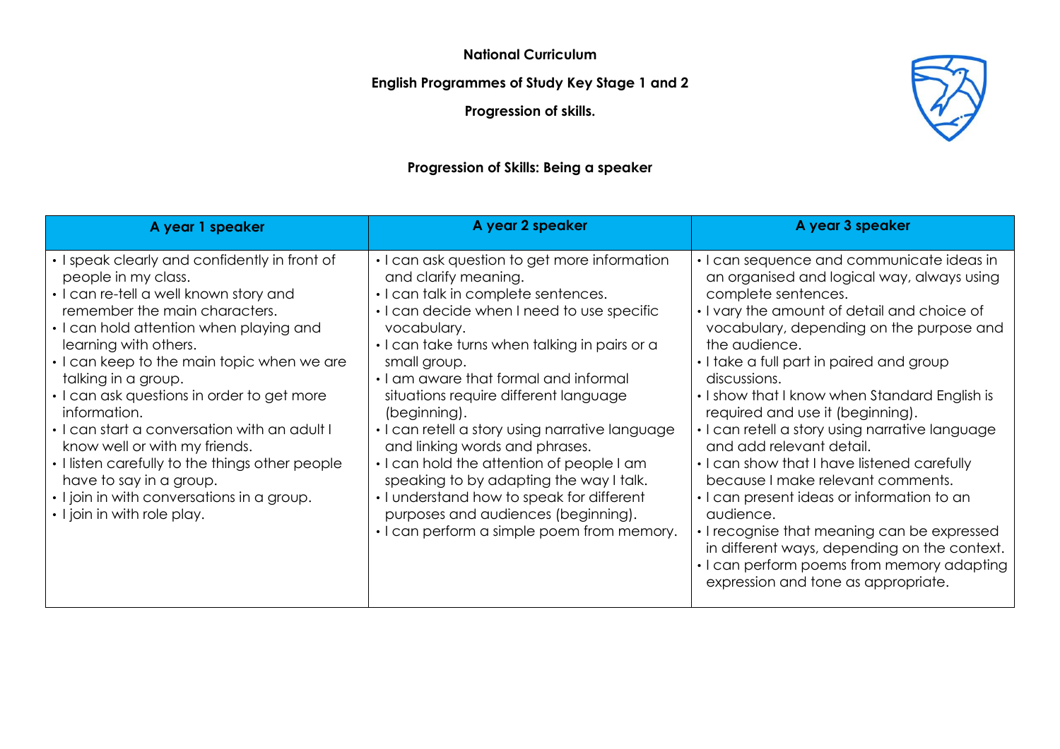**National Curriculum**

**English Programmes of Study Key Stage 1 and 2**

**Progression of skills.**

## Progression of Skills: Being a speaker

| A year 1 speaker | A year 2 speaker | A year 3 speaker |
|---|---|---|
| • I speak clearly and confidently in front of people in my class.<br>• I can re-tell a well known story and remember the main characters.<br>• I can hold attention when playing and learning with others.<br>• I can keep to the main topic when we are talking in a group.<br>• I can ask questions in order to get more information.<br>• I can start a conversation with an adult I know well or with my friends.<br>• I listen carefully to the things other people have to say in a group.<br>• I join in with conversations in a group.<br>• I join in with role play. | • I can ask question to get more information and clarify meaning.<br>• I can talk in complete sentences.<br>• I can decide when I need to use specific vocabulary.<br>• I can take turns when talking in pairs or a small group.<br>• I am aware that formal and informal situations require different language (beginning).<br>• I can retell a story using narrative language and linking words and phrases.<br>• I can hold the attention of people I am speaking to by adapting the way I talk.<br>• I understand how to speak for different purposes and audiences (beginning).<br>• I can perform a simple poem from memory. | • I can sequence and communicate ideas in an organised and logical way, always using complete sentences.<br>• I vary the amount of detail and choice of vocabulary, depending on the purpose and the audience.<br>• I take a full part in paired and group discussions.<br>• I show that I know when Standard English is required and use it (beginning).<br>• I can retell a story using narrative language and add relevant detail.<br>• I can show that I have listened carefully because I make relevant comments.<br>• I can present ideas or information to an audience.<br>• I recognise that meaning can be expressed in different ways, depending on the context.<br>• I can perform poems from memory adapting expression and tone as appropriate. |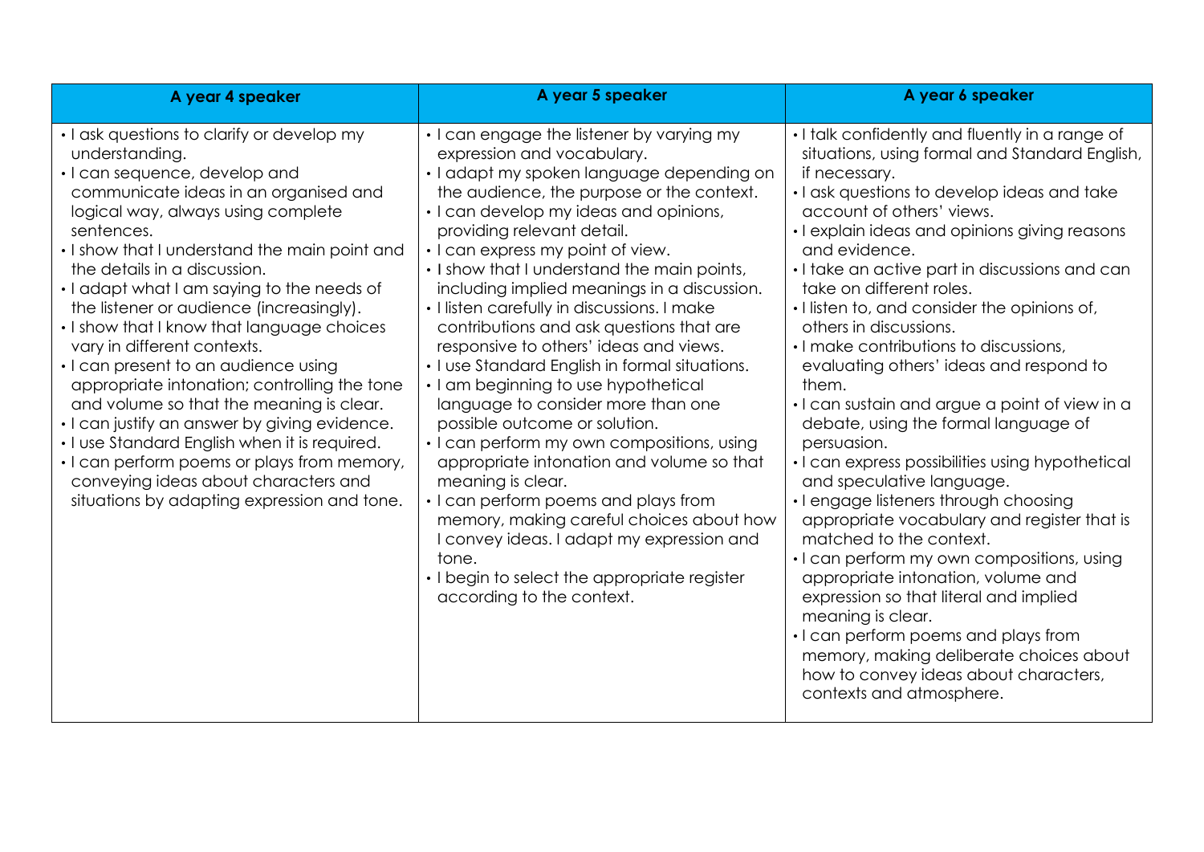| A year 4 speaker | A year 5 speaker | A year 6 speaker |
|---|---|---|
| • I ask questions to clarify or develop my understanding.<br>• I can sequence, develop and communicate ideas in an organised and logical way, always using complete sentences.<br>• I show that I understand the main point and the details in a discussion.<br>• I adapt what I am saying to the needs of the listener or audience (increasingly).<br>• I show that I know that language choices vary in different contexts.<br>• I can present to an audience using appropriate intonation; controlling the tone and volume so that the meaning is clear.<br>• I can justify an answer by giving evidence.<br>• I use Standard English when it is required.<br>• I can perform poems or plays from memory, conveying ideas about characters and situations by adapting expression and tone. | • I can engage the listener by varying my expression and vocabulary.<br>• I adapt my spoken language depending on the audience, the purpose or the context.<br>• I can develop my ideas and opinions, providing relevant detail.<br>• I can express my point of view.<br>• I show that I understand the main points, including implied meanings in a discussion.<br>• I listen carefully in discussions. I make contributions and ask questions that are responsive to others' ideas and views.<br>• I use Standard English in formal situations.<br>• I am beginning to use hypothetical language to consider more than one possible outcome or solution.<br>• I can perform my own compositions, using appropriate intonation and volume so that meaning is clear.<br>• I can perform poems and plays from memory, making careful choices about how I convey ideas. I adapt my expression and tone.<br>• I begin to select the appropriate register according to the context. | • I talk confidently and fluently in a range of situations, using formal and Standard English, if necessary.<br>• I ask questions to develop ideas and take account of others' views.<br>• I explain ideas and opinions giving reasons and evidence.<br>• I take an active part in discussions and can take on different roles.<br>• I listen to, and consider the opinions of, others in discussions.<br>• I make contributions to discussions, evaluating others' ideas and respond to them.<br>• I can sustain and argue a point of view in a debate, using the formal language of persuasion.<br>• I can express possibilities using hypothetical and speculative language.<br>• I engage listeners through choosing appropriate vocabulary and register that is matched to the context.<br>• I can perform my own compositions, using appropriate intonation, volume and expression so that literal and implied meaning is clear.<br>• I can perform poems and plays from memory, making deliberate choices about how to convey ideas about characters, contexts and atmosphere. |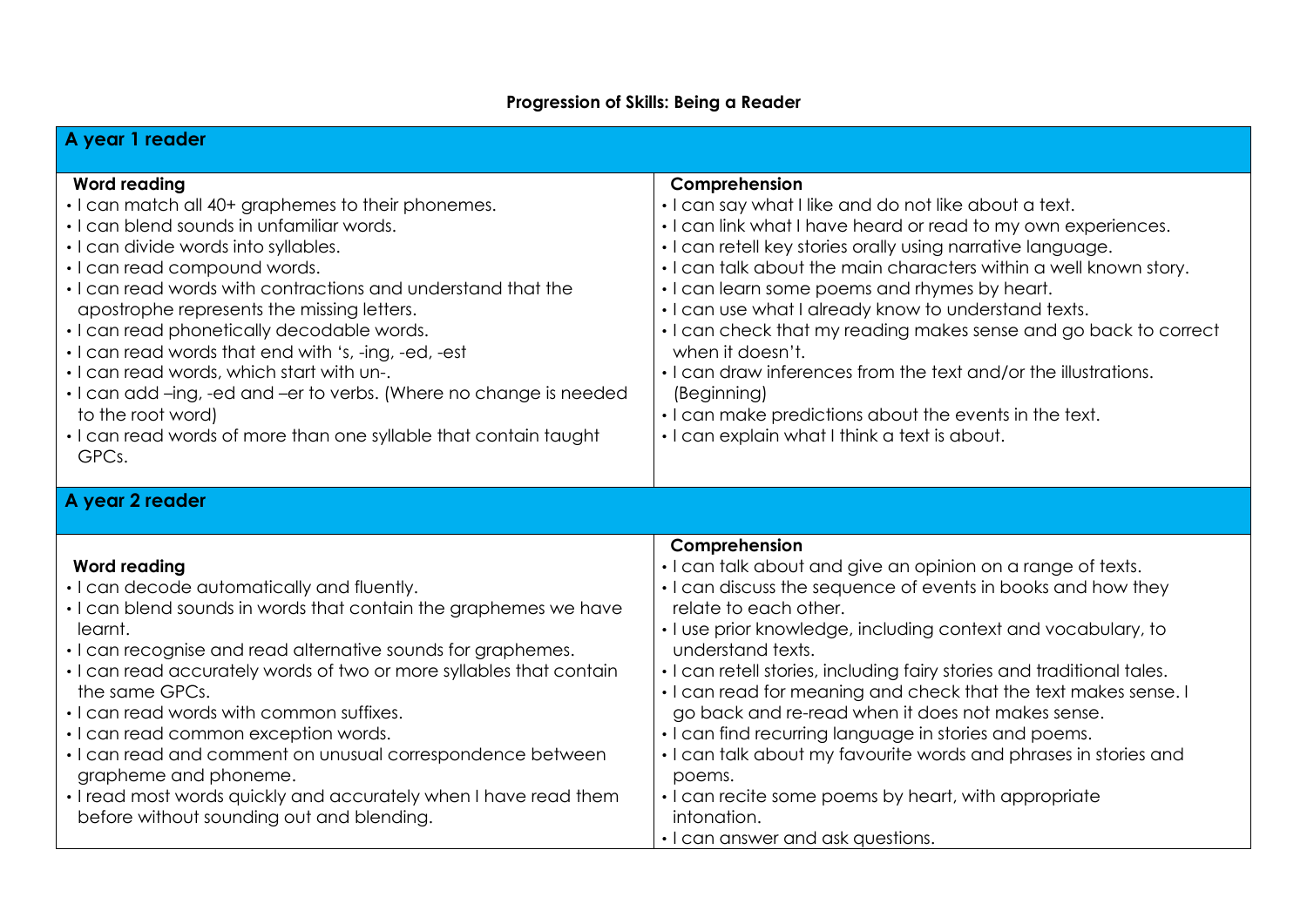# Progression of Skills: Being a Reader

## A year 1 reader

| Word reading | Comprehension |
|---|---|
| • I can match all 40+ graphemes to their phonemes.<br>• I can blend sounds in unfamiliar words.<br>• I can divide words into syllables.<br>• I can read compound words.<br>• I can read words with contractions and understand that the apostrophe represents the missing letters.<br>• I can read phonetically decodable words.<br>• I can read words that end with 's, -ing, -ed, -est<br>• I can read words, which start with un-.<br>• I can add –ing, -ed and –er to verbs. (Where no change is needed to the root word)<br>• I can read words of more than one syllable that contain taught GPCs. | • I can say what I like and do not like about a text.<br>• I can link what I have heard or read to my own experiences.<br>• I can retell key stories orally using narrative language.<br>• I can talk about the main characters within a well known story.<br>• I can learn some poems and rhymes by heart.<br>• I can use what I already know to understand texts.<br>• I can check that my reading makes sense and go back to correct when it doesn't.<br>• I can draw inferences from the text and/or the illustrations. (Beginning)<br>• I can make predictions about the events in the text.<br>• I can explain what I think a text is about. |

## A year 2 reader

| Word reading | Comprehension |
|---|---|
| • I can decode automatically and fluently.<br>• I can blend sounds in words that contain the graphemes we have learnt.<br>• I can recognise and read alternative sounds for graphemes.<br>• I can read accurately words of two or more syllables that contain the same GPCs.<br>• I can read words with common suffixes.<br>• I can read common exception words.<br>• I can read and comment on unusual correspondence between grapheme and phoneme.<br>• I read most words quickly and accurately when I have read them before without sounding out and blending. | • I can talk about and give an opinion on a range of texts.<br>• I can discuss the sequence of events in books and how they relate to each other.<br>• I use prior knowledge, including context and vocabulary, to understand texts.<br>• I can retell stories, including fairy stories and traditional tales.<br>• I can read for meaning and check that the text makes sense. I go back and re-read when it does not makes sense.<br>• I can find recurring language in stories and poems.<br>• I can talk about my favourite words and phrases in stories and poems.<br>• I can recite some poems by heart, with appropriate intonation.<br>• I can answer and ask questions. |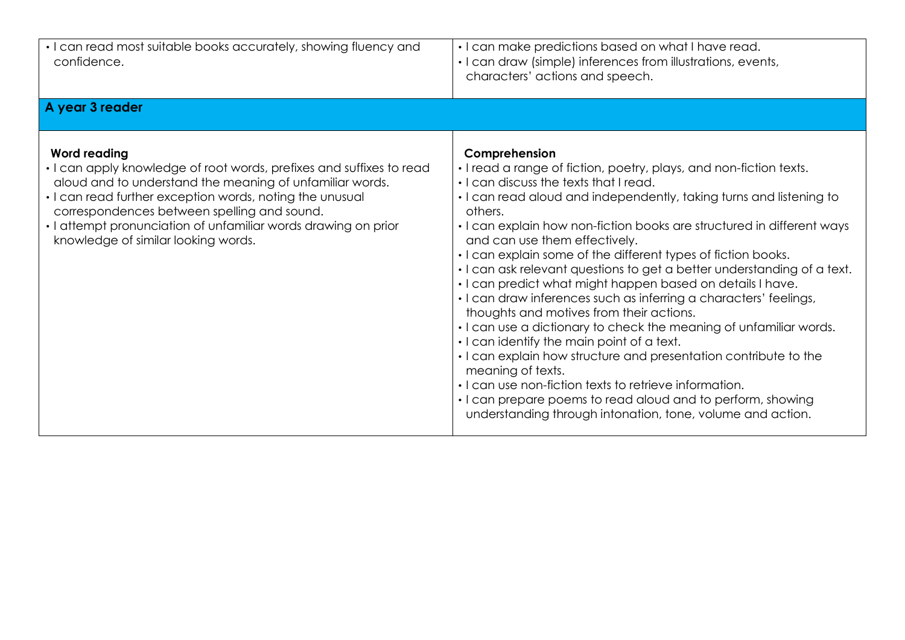| | |
|---|---|
| • I can read most suitable books accurately, showing fluency and confidence. | • I can make predictions based on what I have read.<br>• I can draw (simple) inferences from illustrations, events, characters' actions and speech. |
| **A year 3 reader** | |
| **Word reading**<br>• I can apply knowledge of root words, prefixes and suffixes to read aloud and to understand the meaning of unfamiliar words.<br>• I can read further exception words, noting the unusual correspondences between spelling and sound.<br>• I attempt pronunciation of unfamiliar words drawing on prior knowledge of similar looking words. | **Comprehension**<br>• I read a range of fiction, poetry, plays, and non-fiction texts.<br>• I can discuss the texts that I read.<br>• I can read aloud and independently, taking turns and listening to others.<br>• I can explain how non-fiction books are structured in different ways and can use them effectively.<br>• I can explain some of the different types of fiction books.<br>• I can ask relevant questions to get a better understanding of a text.<br>• I can predict what might happen based on details I have.<br>• I can draw inferences such as inferring a characters' feelings, thoughts and motives from their actions.<br>• I can use a dictionary to check the meaning of unfamiliar words.<br>• I can identify the main point of a text.<br>• I can explain how structure and presentation contribute to the meaning of texts.<br>• I can use non-fiction texts to retrieve information.<br>• I can prepare poems to read aloud and to perform, showing understanding through intonation, tone, volume and action. |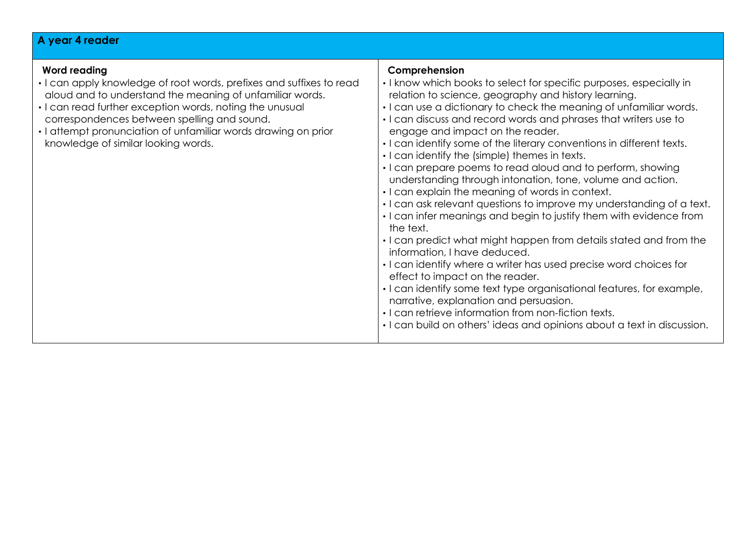## A year 4 reader

| Word reading | Comprehension |
| --- | --- |
| • I can apply knowledge of root words, prefixes and suffixes to read aloud and to understand the meaning of unfamiliar words.<br>• I can read further exception words, noting the unusual correspondences between spelling and sound.<br>• I attempt pronunciation of unfamiliar words drawing on prior knowledge of similar looking words. | • I know which books to select for specific purposes, especially in relation to science, geography and history learning.<br>• I can use a dictionary to check the meaning of unfamiliar words.<br>• I can discuss and record words and phrases that writers use to engage and impact on the reader.<br>• I can identify some of the literary conventions in different texts.<br>• I can identify the (simple) themes in texts.<br>• I can prepare poems to read aloud and to perform, showing understanding through intonation, tone, volume and action.<br>• I can explain the meaning of words in context.<br>• I can ask relevant questions to improve my understanding of a text.<br>• I can infer meanings and begin to justify them with evidence from the text.<br>• I can predict what might happen from details stated and from the information, I have deduced.<br>• I can identify where a writer has used precise word choices for effect to impact on the reader.<br>• I can identify some text type organisational features, for example, narrative, explanation and persuasion.<br>• I can retrieve information from non-fiction texts.<br>• I can build on others' ideas and opinions about a text in discussion. |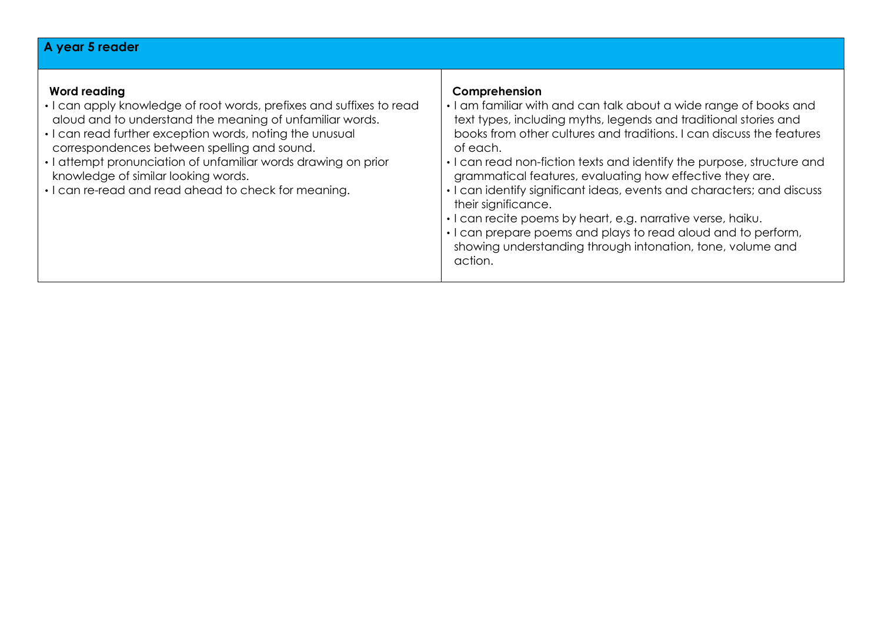| A year 5 reader | |
|---|---|
| **Word reading**<br>• I can apply knowledge of root words, prefixes and suffixes to read aloud and to understand the meaning of unfamiliar words.<br>• I can read further exception words, noting the unusual correspondences between spelling and sound.<br>• I attempt pronunciation of unfamiliar words drawing on prior knowledge of similar looking words.<br>• I can re-read and read ahead to check for meaning. | **Comprehension**<br>• I am familiar with and can talk about a wide range of books and text types, including myths, legends and traditional stories and books from other cultures and traditions. I can discuss the features of each.<br>• I can read non-fiction texts and identify the purpose, structure and grammatical features, evaluating how effective they are.<br>• I can identify significant ideas, events and characters; and discuss their significance.<br>• I can recite poems by heart, e.g. narrative verse, haiku.<br>• I can prepare poems and plays to read aloud and to perform, showing understanding through intonation, tone, volume and action. |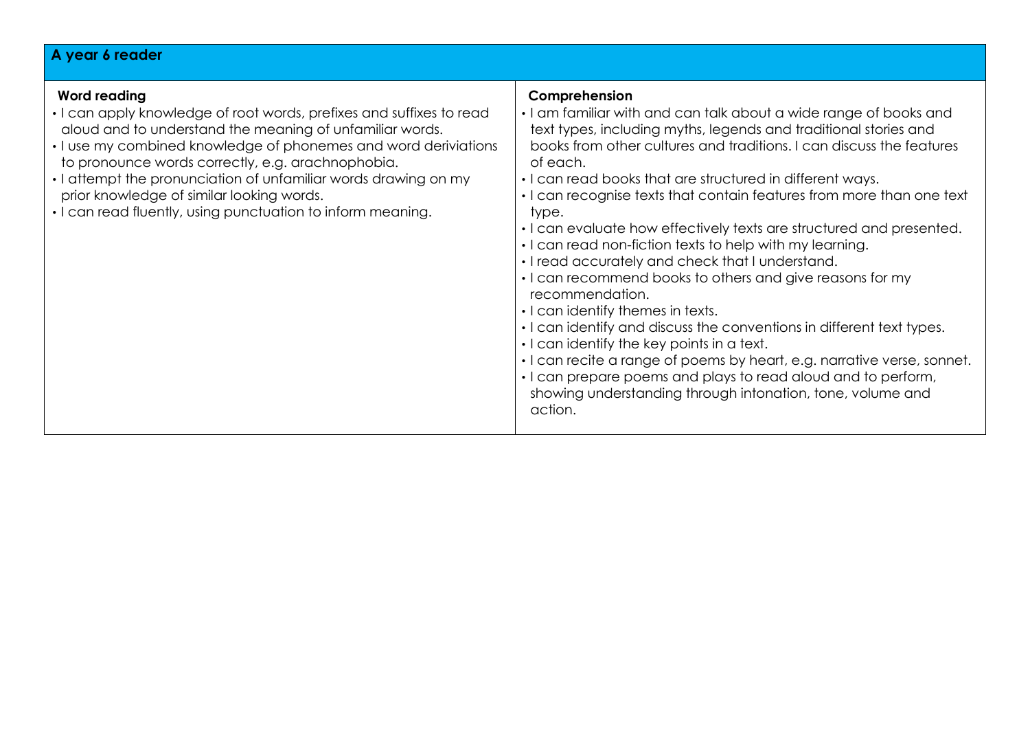## A year 6 reader

| Word reading | Comprehension |
| --- | --- |
| • I can apply knowledge of root words, prefixes and suffixes to read aloud and to understand the meaning of unfamiliar words.<br>• I use my combined knowledge of phonemes and word deriviations to pronounce words correctly, e.g. arachnophobia.<br>• I attempt the pronunciation of unfamiliar words drawing on my prior knowledge of similar looking words.<br>• I can read fluently, using punctuation to inform meaning. | • I am familiar with and can talk about a wide range of books and text types, including myths, legends and traditional stories and books from other cultures and traditions. I can discuss the features of each.<br>• I can read books that are structured in different ways.<br>• I can recognise texts that contain features from more than one text type.<br>• I can evaluate how effectively texts are structured and presented.<br>• I can read non-fiction texts to help with my learning.<br>• I read accurately and check that I understand.<br>• I can recommend books to others and give reasons for my recommendation.<br>• I can identify themes in texts.<br>• I can identify and discuss the conventions in different text types.<br>• I can identify the key points in a text.<br>• I can recite a range of poems by heart, e.g. narrative verse, sonnet.<br>• I can prepare poems and plays to read aloud and to perform, showing understanding through intonation, tone, volume and action. |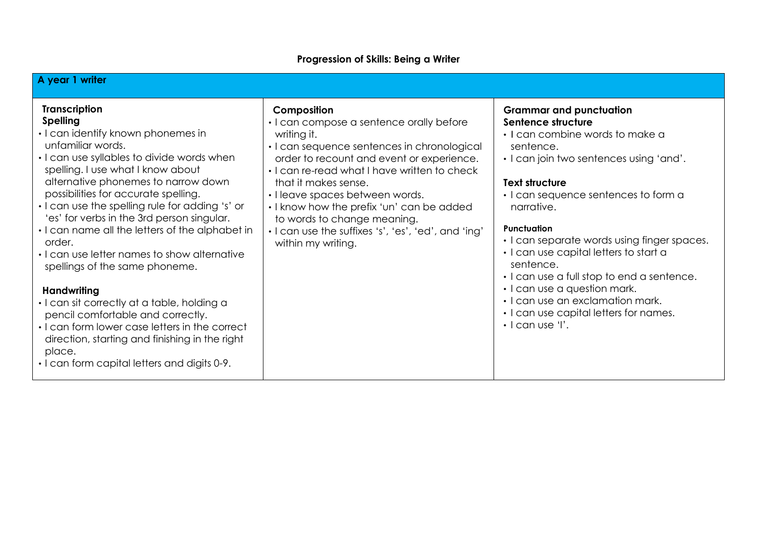## Progression of Skills: Being a Writer

| A year 1 writer | | |
|---|---|---|
| **Transcription**<br>**Spelling**<br>• I can identify known phonemes in unfamiliar words.<br>• I can use syllables to divide words when spelling. I use what I know about alternative phonemes to narrow down possibilities for accurate spelling.<br>• I can use the spelling rule for adding 's' or 'es' for verbs in the 3rd person singular.<br>• I can name all the letters of the alphabet in order.<br>• I can use letter names to show alternative spellings of the same phoneme.<br><br>**Handwriting**<br>• I can sit correctly at a table, holding a pencil comfortable and correctly.<br>• I can form lower case letters in the correct direction, starting and finishing in the right place.<br>• I can form capital letters and digits 0-9. | **Composition**<br>• I can compose a sentence orally before writing it.<br>• I can sequence sentences in chronological order to recount and event or experience.<br>• I can re-read what I have written to check that it makes sense.<br>• I leave spaces between words.<br>• I know how the prefix 'un' can be added to words to change meaning.<br>• I can use the suffixes 's', 'es', 'ed', and 'ing' within my writing. | **Grammar and punctuation**<br>**Sentence structure**<br>• I can combine words to make a sentence.<br>• I can join two sentences using 'and'.<br><br>**Text structure**<br>• I can sequence sentences to form a narrative.<br><br>**Punctuation**<br>• I can separate words using finger spaces.<br>• I can use capital letters to start a sentence.<br>• I can use a full stop to end a sentence.<br>• I can use a question mark.<br>• I can use an exclamation mark.<br>• I can use capital letters for names.<br>• I can use 'I'. |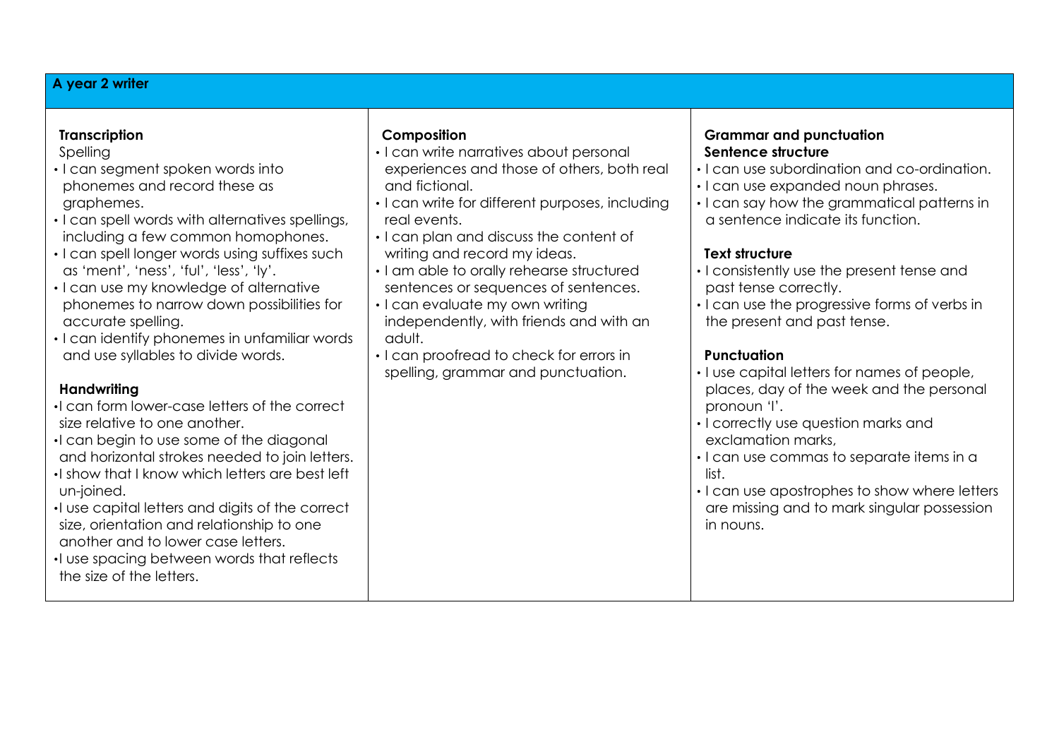## A year 2 writer

### Transcription

Spelling

- I can segment spoken words into phonemes and record these as graphemes.
- I can spell words with alternatives spellings, including a few common homophones.
- I can spell longer words using suffixes such as 'ment', 'ness', 'ful', 'less', 'ly'.
- I can use my knowledge of alternative phonemes to narrow down possibilities for accurate spelling.
- I can identify phonemes in unfamiliar words and use syllables to divide words.

**Handwriting**

- I can form lower-case letters of the correct size relative to one another.
- I can begin to use some of the diagonal and horizontal strokes needed to join letters.
- I show that I know which letters are best left un-joined.
- I use capital letters and digits of the correct size, orientation and relationship to one another and to lower case letters.
- I use spacing between words that reflects the size of the letters.

### Composition

- I can write narratives about personal experiences and those of others, both real and fictional.
- I can write for different purposes, including real events.
- I can plan and discuss the content of writing and record my ideas.
- I am able to orally rehearse structured sentences or sequences of sentences.
- I can evaluate my own writing independently, with friends and with an adult.
- I can proofread to check for errors in spelling, grammar and punctuation.

### Grammar and punctuation

**Sentence structure**

- I can use subordination and co-ordination.
- I can use expanded noun phrases.
- I can say how the grammatical patterns in a sentence indicate its function.

**Text structure**

- I consistently use the present tense and past tense correctly.
- I can use the progressive forms of verbs in the present and past tense.

**Punctuation**

- I use capital letters for names of people, places, day of the week and the personal pronoun 'I'.
- I correctly use question marks and exclamation marks,
- I can use commas to separate items in a list.
- I can use apostrophes to show where letters are missing and to mark singular possession in nouns.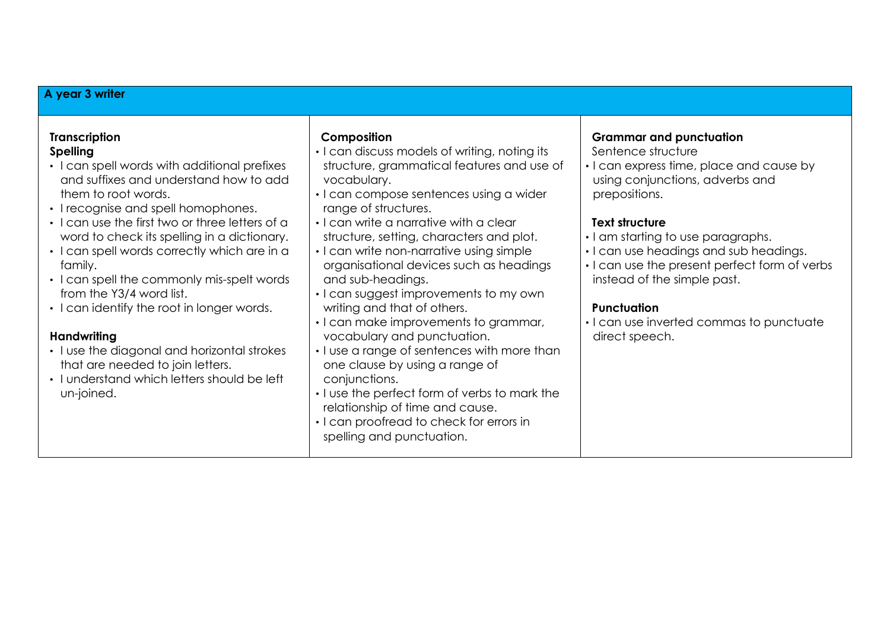## A year 3 writer

### Transcription

**Spelling**

- I can spell words with additional prefixes and suffixes and understand how to add them to root words.
- I recognise and spell homophones.
- I can use the first two or three letters of a word to check its spelling in a dictionary.
- I can spell words correctly which are in a family.
- I can spell the commonly mis-spelt words from the Y3/4 word list.
- I can identify the root in longer words.

**Handwriting**

- I use the diagonal and horizontal strokes that are needed to join letters.
- I understand which letters should be left un-joined.

### Composition

- I can discuss models of writing, noting its structure, grammatical features and use of vocabulary.
- I can compose sentences using a wider range of structures.
- I can write a narrative with a clear structure, setting, characters and plot.
- I can write non-narrative using simple organisational devices such as headings and sub-headings.
- I can suggest improvements to my own writing and that of others.
- I can make improvements to grammar, vocabulary and punctuation.
- I use a range of sentences with more than one clause by using a range of conjunctions.
- I use the perfect form of verbs to mark the relationship of time and cause.
- I can proofread to check for errors in spelling and punctuation.

### Grammar and punctuation

Sentence structure

- I can express time, place and cause by using conjunctions, adverbs and prepositions.

**Text structure**

- I am starting to use paragraphs.
- I can use headings and sub headings.
- I can use the present perfect form of verbs instead of the simple past.

**Punctuation**

- I can use inverted commas to punctuate direct speech.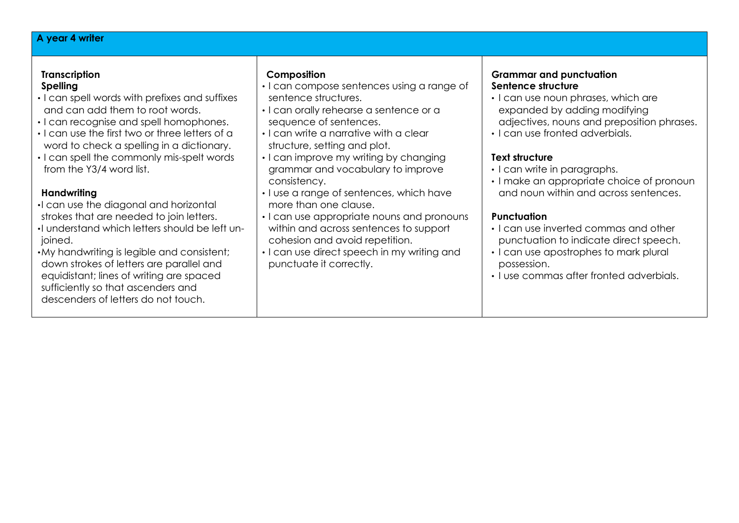## A year 4 writer

### Transcription

**Spelling**

- I can spell words with prefixes and suffixes and can add them to root words.
- I can recognise and spell homophones.
- I can use the first two or three letters of a word to check a spelling in a dictionary.
- I can spell the commonly mis-spelt words from the Y3/4 word list.

**Handwriting**

- I can use the diagonal and horizontal strokes that are needed to join letters.
- I understand which letters should be left un-joined.
- My handwriting is legible and consistent; down strokes of letters are parallel and equidistant; lines of writing are spaced sufficiently so that ascenders and descenders of letters do not touch.

### Composition

- I can compose sentences using a range of sentence structures.
- I can orally rehearse a sentence or a sequence of sentences.
- I can write a narrative with a clear structure, setting and plot.
- I can improve my writing by changing grammar and vocabulary to improve consistency.
- I use a range of sentences, which have more than one clause.
- I can use appropriate nouns and pronouns within and across sentences to support cohesion and avoid repetition.
- I can use direct speech in my writing and punctuate it correctly.

### Grammar and punctuation

**Sentence structure**

- I can use noun phrases, which are expanded by adding modifying adjectives, nouns and preposition phrases.
- I can use fronted adverbials.

**Text structure**

- I can write in paragraphs.
- I make an appropriate choice of pronoun and noun within and across sentences.

**Punctuation**

- I can use inverted commas and other punctuation to indicate direct speech.
- I can use apostrophes to mark plural possession.
- I use commas after fronted adverbials.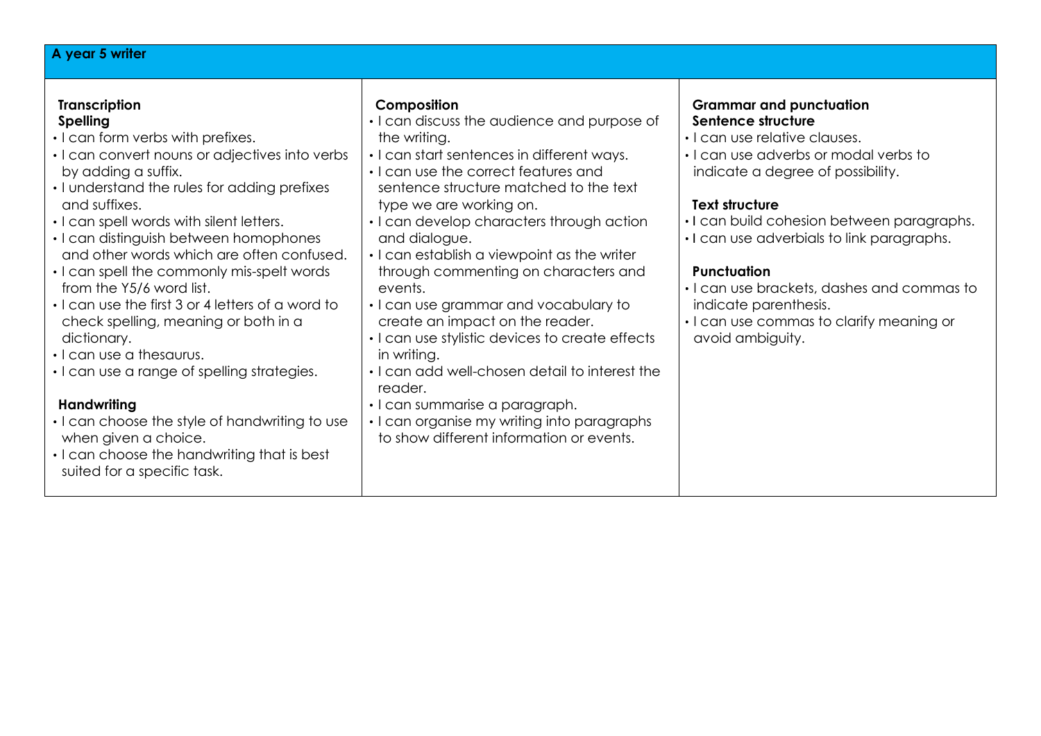## A year 5 writer

### Transcription

**Spelling**

- I can form verbs with prefixes.
- I can convert nouns or adjectives into verbs by adding a suffix.
- I understand the rules for adding prefixes and suffixes.
- I can spell words with silent letters.
- I can distinguish between homophones and other words which are often confused.
- I can spell the commonly mis-spelt words from the Y5/6 word list.
- I can use the first 3 or 4 letters of a word to check spelling, meaning or both in a dictionary.
- I can use a thesaurus.
- I can use a range of spelling strategies.

**Handwriting**

- I can choose the style of handwriting to use when given a choice.
- I can choose the handwriting that is best suited for a specific task.

### Composition

- I can discuss the audience and purpose of the writing.
- I can start sentences in different ways.
- I can use the correct features and sentence structure matched to the text type we are working on.
- I can develop characters through action and dialogue.
- I can establish a viewpoint as the writer through commenting on characters and events.
- I can use grammar and vocabulary to create an impact on the reader.
- I can use stylistic devices to create effects in writing.
- I can add well-chosen detail to interest the reader.
- I can summarise a paragraph.
- I can organise my writing into paragraphs to show different information or events.

### Grammar and punctuation

**Sentence structure**

- I can use relative clauses.
- I can use adverbs or modal verbs to indicate a degree of possibility.

**Text structure**

- I can build cohesion between paragraphs.
- I can use adverbials to link paragraphs.

**Punctuation**

- I can use brackets, dashes and commas to indicate parenthesis.
- I can use commas to clarify meaning or avoid ambiguity.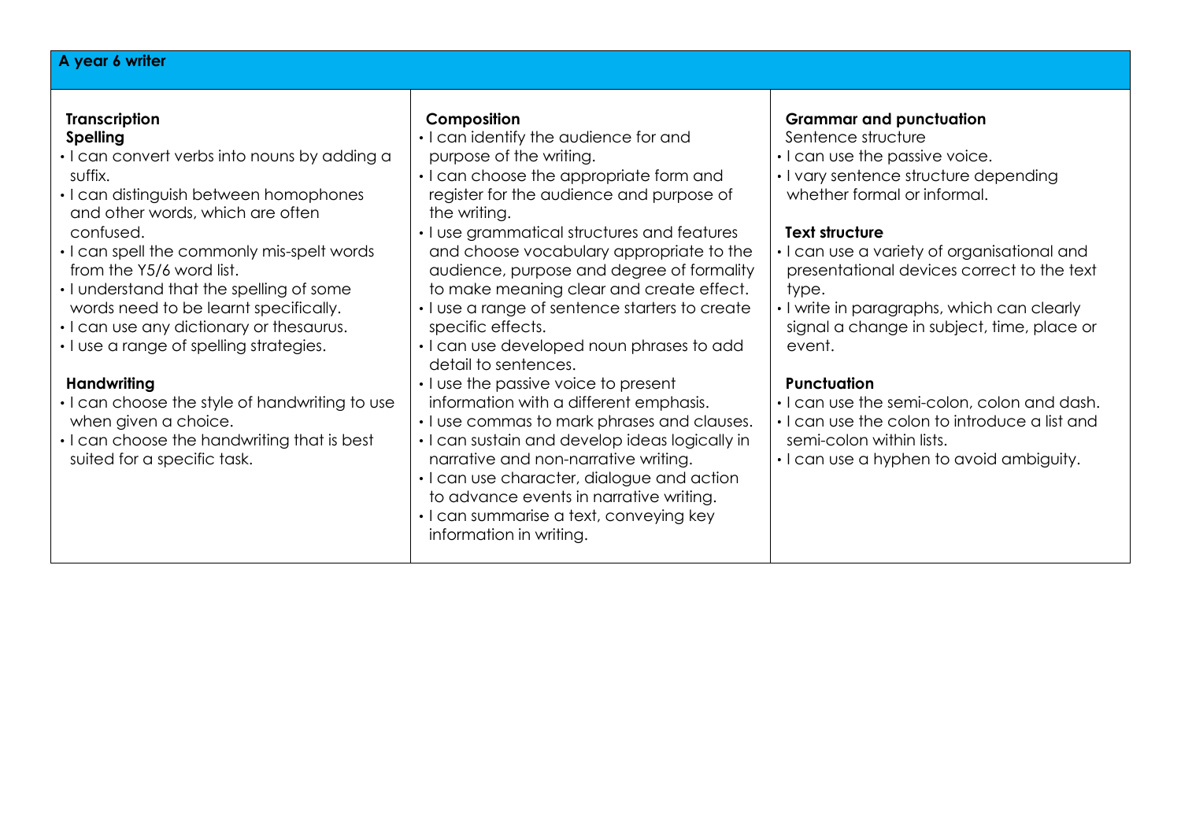## A year 6 writer

### Transcription

**Spelling**

- I can convert verbs into nouns by adding a suffix.
- I can distinguish between homophones and other words, which are often confused.
- I can spell the commonly mis-spelt words from the Y5/6 word list.
- I understand that the spelling of some words need to be learnt specifically.
- I can use any dictionary or thesaurus.
- I use a range of spelling strategies.

**Handwriting**

- I can choose the style of handwriting to use when given a choice.
- I can choose the handwriting that is best suited for a specific task.

### Composition

- I can identify the audience for and purpose of the writing.
- I can choose the appropriate form and register for the audience and purpose of the writing.
- I use grammatical structures and features and choose vocabulary appropriate to the audience, purpose and degree of formality to make meaning clear and create effect.
- I use a range of sentence starters to create specific effects.
- I can use developed noun phrases to add detail to sentences.
- I use the passive voice to present information with a different emphasis.
- I use commas to mark phrases and clauses.
- I can sustain and develop ideas logically in narrative and non-narrative writing.
- I can use character, dialogue and action to advance events in narrative writing.
- I can summarise a text, conveying key information in writing.

### Grammar and punctuation

Sentence structure

- I can use the passive voice.
- I vary sentence structure depending whether formal or informal.

**Text structure**

- I can use a variety of organisational and presentational devices correct to the text type.
- I write in paragraphs, which can clearly signal a change in subject, time, place or event.

**Punctuation**

- I can use the semi-colon, colon and dash.
- I can use the colon to introduce a list and semi-colon within lists.
- I can use a hyphen to avoid ambiguity.